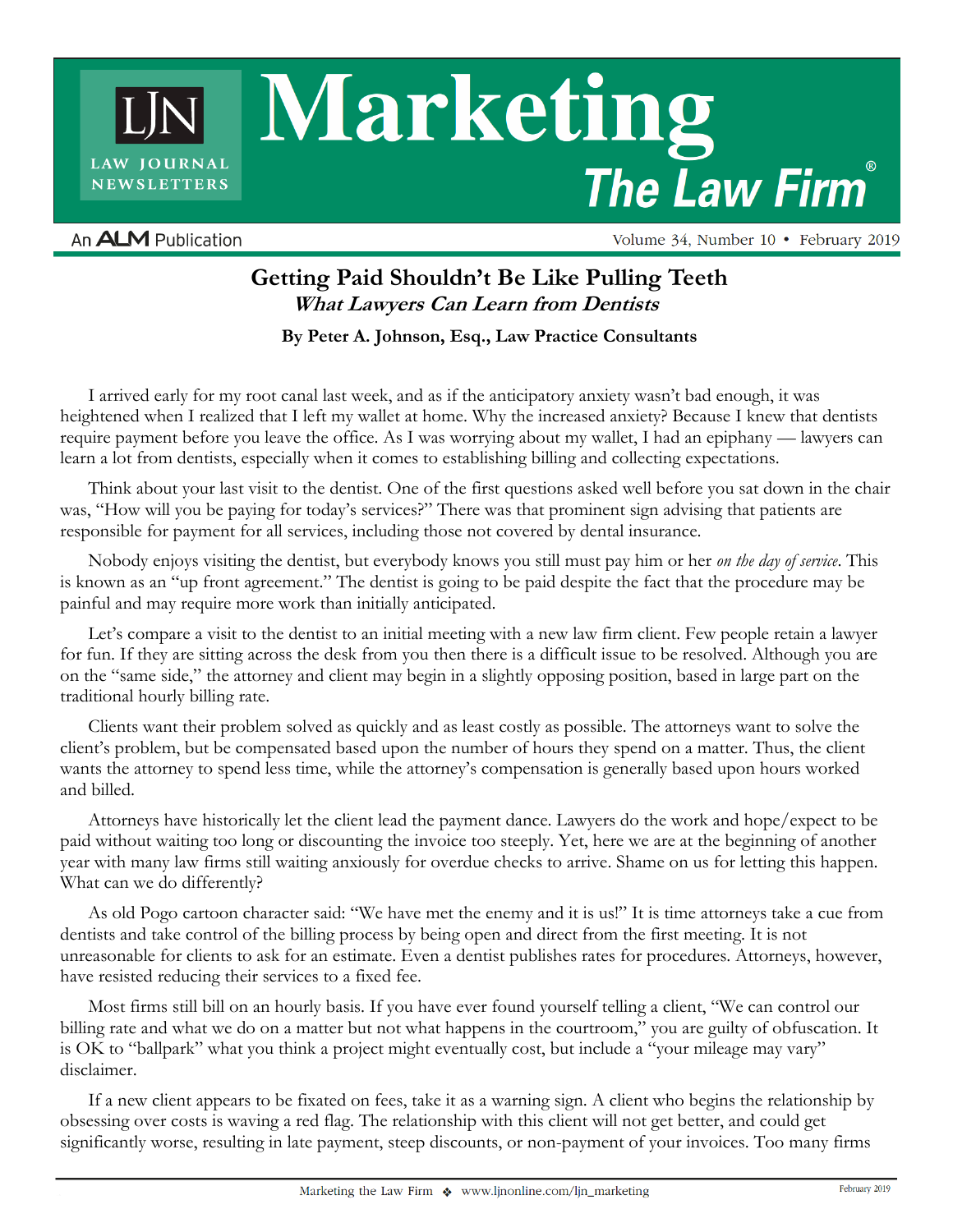# Marketing The Law Firm

An ALM Publication

Volume 34, Number 10 • February 2019

## Getting Paid Shouldn't Be Like Pulling Teeth

### *What Lawyers Can Learn from Dentists*

**By Peter A. Johnson, Esq., Law Practice Consultants**

I arrived early for my root canal last week, and as if the anticipatory anxiety wasn't bad enough, it was heightened when I realized that I left my wallet at home. Why the increased anxiety? Because I knew that dentists require payment before you leave the office. As I was worrying about my wallet, I had an epiphany — lawyers can learn a lot from dentists, especially when it comes to establishing billing and collecting expectations.

Think about your last visit to the dentist. One of the first questions asked well before you sat down in the chair was, "How will you be paying for today's services?" There was that prominent sign advising that patients are responsible for payment for all services, including those not covered by dental insurance.

Nobody enjoys visiting the dentist, but everybody knows you still must pay him or her *on the day of service*. This is known as an "up front agreement." The dentist is going to be paid despite the fact that the procedure may be painful and may require more work than initially anticipated.

Let's compare a visit to the dentist to an initial meeting with a new law firm client. Few people retain a lawyer for fun. If they are sitting across the desk from you then there is a difficult issue to be resolved. Although you are on the "same side," the attorney and client may begin in a slightly opposing position, based in large part on the traditional hourly billing rate.

Clients want their problem solved as quickly and as least costly as possible. The attorneys want to solve the client's problem, but be compensated based upon the number of hours they spend on a matter. Thus, the client wants the attorney to spend less time, while the attorney's compensation is generally based upon hours worked and billed.

Attorneys have historically let the client lead the payment dance. Lawyers do the work and hope/expect to be paid without waiting too long or discounting the invoice too steeply. Yet, here we are at the beginning of another year with many law firms still waiting anxiously for overdue checks to arrive. Shame on us for letting this happen. What can we do differently?

As old Pogo cartoon character said: "We have met the enemy and it is us!" It is time attorneys take a cue from dentists and take control of the billing process by being open and direct from the first meeting. It is not unreasonable for clients to ask for an estimate. Even a dentist publishes rates for procedures. Attorneys, however, have resisted reducing their services to a fixed fee.

Most firms still bill on an hourly basis. If you have ever found yourself telling a client, "We can control our billing rate and what we do on a matter but not what happens in the courtroom," you are guilty of obfuscation. It is OK to "ballpark" what you think a project might eventually cost, but include a "your mileage may vary" disclaimer.

If a new client appears to be fixated on fees, take it as a warning sign. A client who begins the relationship by obsessing over costs is waving a red flag. The relationship with this client will not get better, and could get significantly worse, resulting in late payment, steep discounts, or non-payment of your invoices. Too many firms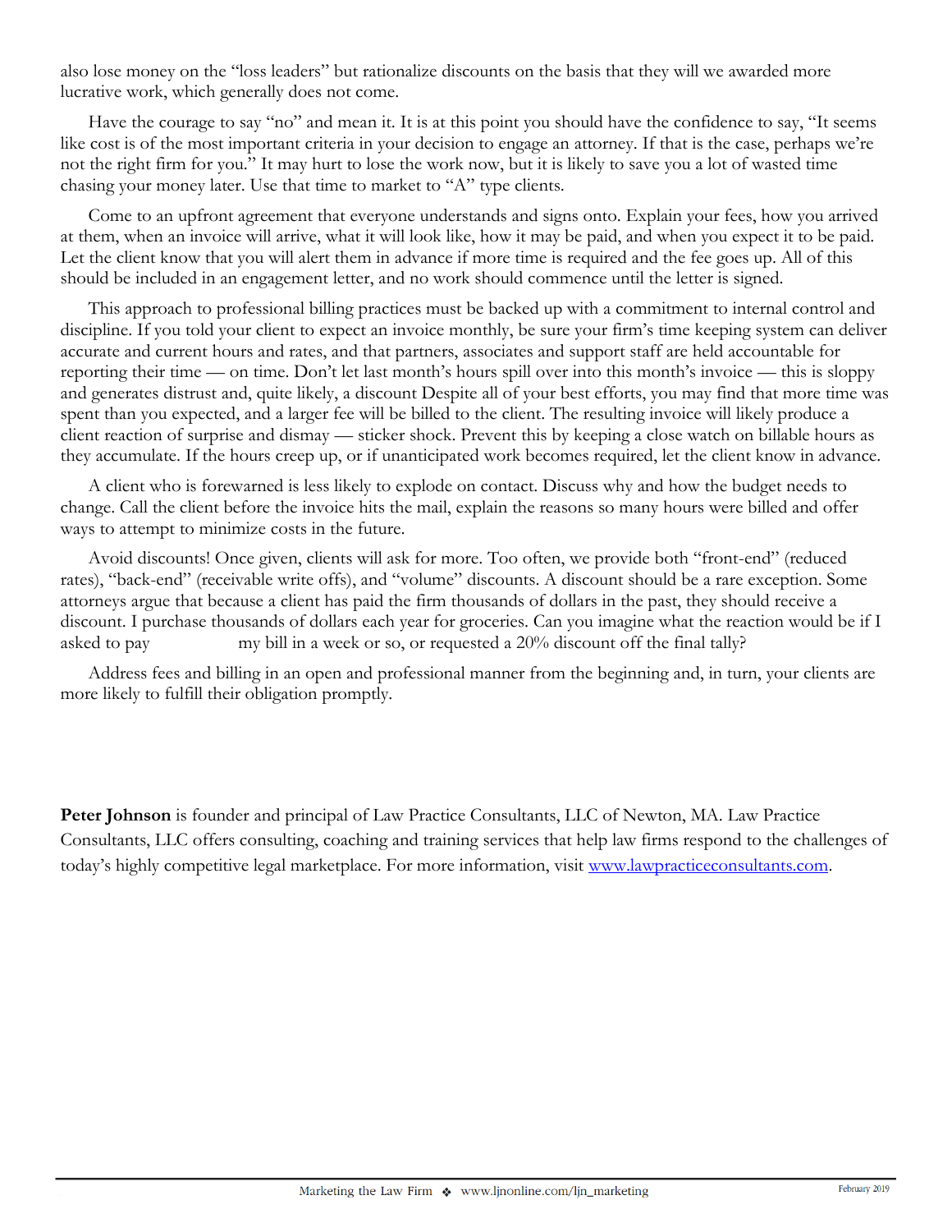also lose money on the "loss leaders" but rationalize discounts on the basis that they will we awarded more lucrative work, which generally does not come.

Have the courage to say "no" and mean it. It is at this point you should have the confidence to say, "It seems like cost is of the most important criteria in your decision to engage an attorney. If that is the case, perhaps we're not the right firm for you." It may hurt to lose the work now, but it is likely to save you a lot of wasted time chasing your money later. Use that time to market to "A" type clients.

Come to an upfront agreement that everyone understands and signs onto. Explain your fees, how you arrived at them, when an invoice will arrive, what it will look like, how it may be paid, and when you expect it to be paid. Let the client know that you will alert them in advance if more time is required and the fee goes up. All of this should be included in an engagement letter, and no work should commence until the letter is signed.

This approach to professional billing practices must be backed up with a commitment to internal control and discipline. If you told your client to expect an invoice monthly, be sure your firm's time keeping system can deliver accurate and current hours and rates, and that partners, associates and support staff are held accountable for reporting their time — on time. Don't let last month's hours spill over into this month's invoice — this is sloppy and generates distrust and, quite likely, a discount Despite all of your best efforts, you may find that more time was spent than you expected, and a larger fee will be billed to the client. The resulting invoice will likely produce a client reaction of surprise and dismay — sticker shock. Prevent this by keeping a close watch on billable hours as they accumulate. If the hours creep up, or if unanticipated work becomes required, let the client know in advance.

A client who is forewarned is less likely to explode on contact. Discuss why and how the budget needs to change. Call the client before the invoice hits the mail, explain the reasons so many hours were billed and offer ways to attempt to minimize costs in the future.

Avoid discounts! Once given, clients will ask for more. Too often, we provide both "front-end" (reduced rates), "back-end" (receivable write offs), and "volume" discounts. A discount should be a rare exception. Some attorneys argue that because a client has paid the firm thousands of dollars in the past, they should receive a discount. I purchase thousands of dollars each year for groceries. Can you imagine what the reaction would be if I asked to pay my bill in a week or so, or requested a 20% discount off the final tally?

Address fees and billing in an open and professional manner from the beginning and, in turn, your clients are more likely to fulfill their obligation promptly.

**Peter Johnson** is founder and principal of Law Practice Consultants, LLC of Newton, MA. Law Practice Consultants, LLC offers consulting, coaching and training services that help law firms respond to the challenges of today's highly competitive legal marketplace. For more information, visit www.lawpracticeconsultants.com.